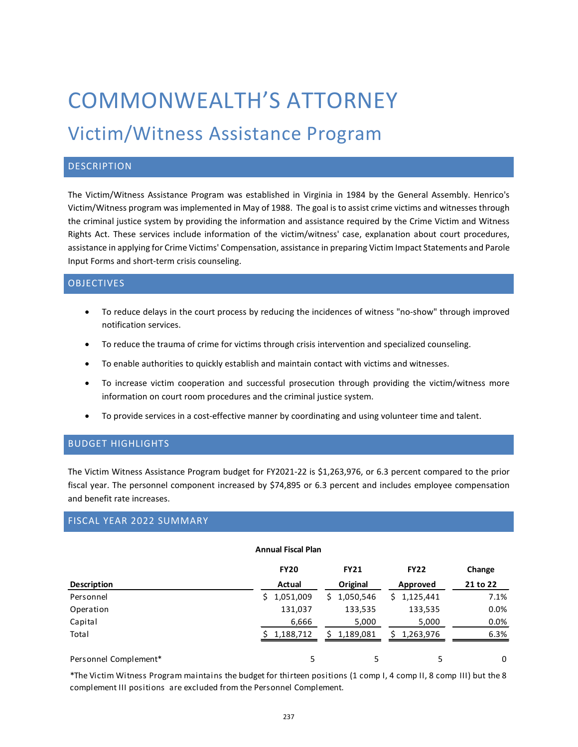# COMMONWEALTH'S ATTORNEY

## Victim/Witness Assistance Program

### DESCRIPTION

The Victim/Witness Assistance Program was established in Virginia in 1984 by the General Assembly. Henrico's Victim/Witness program was implemented in May of 1988. The goal is to assist crime victims and witnesses through the criminal justice system by providing the information and assistance required by the Crime Victim and Witness Rights Act. These services include information of the victim/witness' case, explanation about court procedures, assistance in applying for Crime Victims' Compensation, assistance in preparing Victim Impact Statements and Parole Input Forms and short-term crisis counseling.

### OBJECTIVES

- To reduce delays in the court process by reducing the incidences of witness "no-show" through improved notification services.
- To reduce the trauma of crime for victims through crisis intervention and specialized counseling.
- To enable authorities to quickly establish and maintain contact with victims and witnesses.
- To increase victim cooperation and successful prosecution through providing the victim/witness more information on court room procedures and the criminal justice system.
- To provide services in a cost-effective manner by coordinating and using volunteer time and talent.

### BUDGET HIGHLIGHTS

The Victim Witness Assistance Program budget for FY2021-22 is $1,263,976, or 6.3 percent compared to the prior fiscal year. The personnel component increased by $74,895 or 6.3 percent and includes employee compensation and benefit rate increases.

### FISCAL YEAR 2022 SUMMARY

**Annual Fiscal Plan**

| Description | FY20 Actual | FY21 Original | FY22 Approved | Change 21 to 22 |
|---|---|---|---|---|
| Personnel | $ 1,051,009 | $ 1,050,546 | $ 1,125,441 | 7.1% |
| Operation | 131,037 | 133,535 | 133,535 | 0.0% |
| Capital | 6,666 | 5,000 | 5,000 | 0.0% |
| Total | $ 1,188,712 | $ 1,189,081 | $ 1,263,976 | 6.3% |
| | | | | |
| Personnel Complement* | 5 | 5 | 5 | 0 |

*The Victim Witness Program maintains the budget for thirteen positions (1 comp I, 4 comp II, 8 comp III) but the 8 complement III positions are excluded from the Personnel Complement.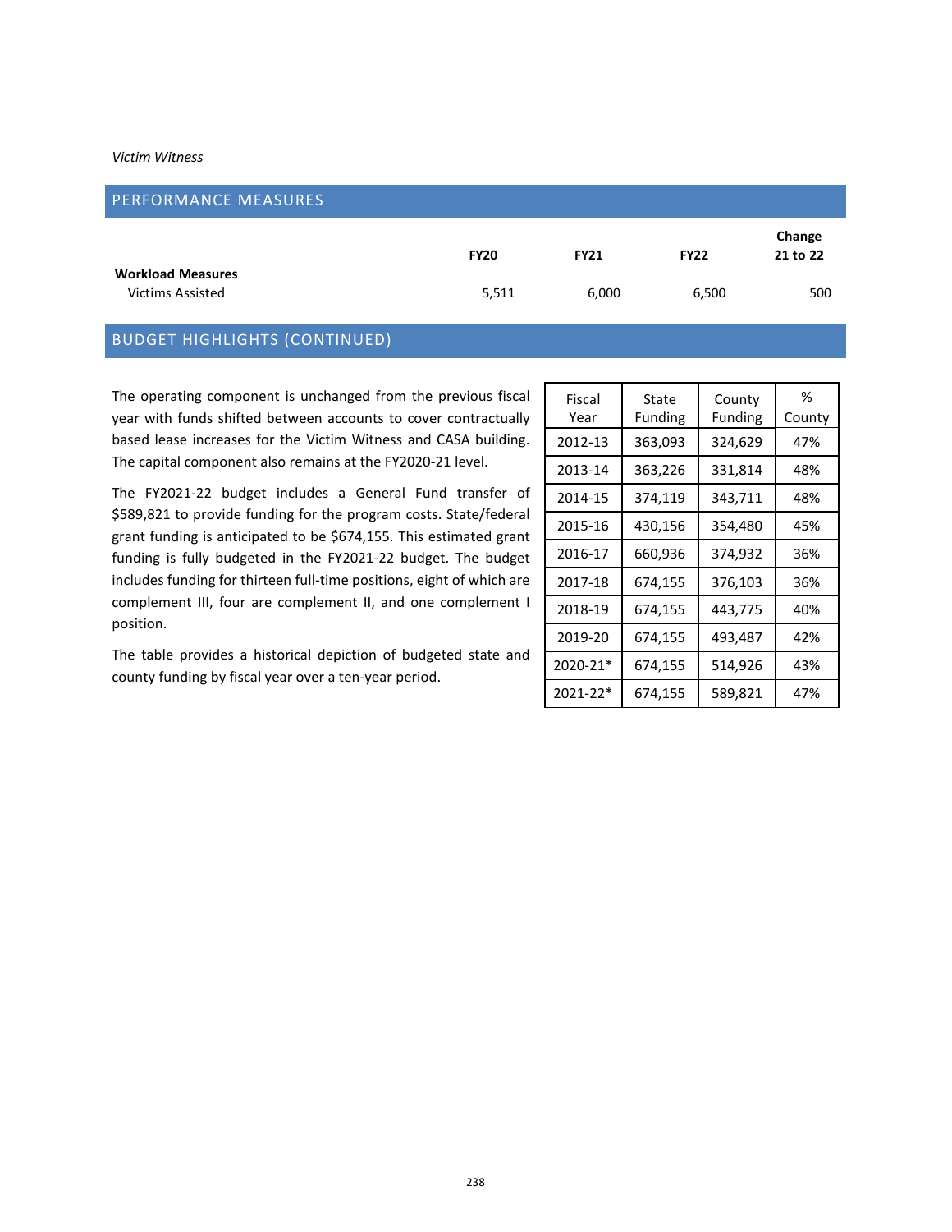*Victim Witness*

## PERFORMANCE MEASURES

| | FY20 | FY21 | FY22 | Change 21 to 22 |
|---|---|---|---|---|
| **Workload Measures** | | | | |
| Victims Assisted | 5,511 | 6,000 | 6,500 | 500 |

## BUDGET HIGHLIGHTS (CONTINUED)

The operating component is unchanged from the previous fiscal year with funds shifted between accounts to cover contractually based lease increases for the Victim Witness and CASA building. The capital component also remains at the FY2020-21 level.

The FY2021-22 budget includes a General Fund transfer of $589,821 to provide funding for the program costs. State/federal grant funding is anticipated to be $674,155. This estimated grant funding is fully budgeted in the FY2021-22 budget. The budget includes funding for thirteen full-time positions, eight of which are complement III, four are complement II, and one complement I position.

The table provides a historical depiction of budgeted state and county funding by fiscal year over a ten-year period.

| Fiscal Year | State Funding | County Funding | % County |
|---|---|---|---|
| 2012-13 | 363,093 | 324,629 | 47% |
| 2013-14 | 363,226 | 331,814 | 48% |
| 2014-15 | 374,119 | 343,711 | 48% |
| 2015-16 | 430,156 | 354,480 | 45% |
| 2016-17 | 660,936 | 374,932 | 36% |
| 2017-18 | 674,155 | 376,103 | 36% |
| 2018-19 | 674,155 | 443,775 | 40% |
| 2019-20 | 674,155 | 493,487 | 42% |
| 2020-21* | 674,155 | 514,926 | 43% |
| 2021-22* | 674,155 | 589,821 | 47% |